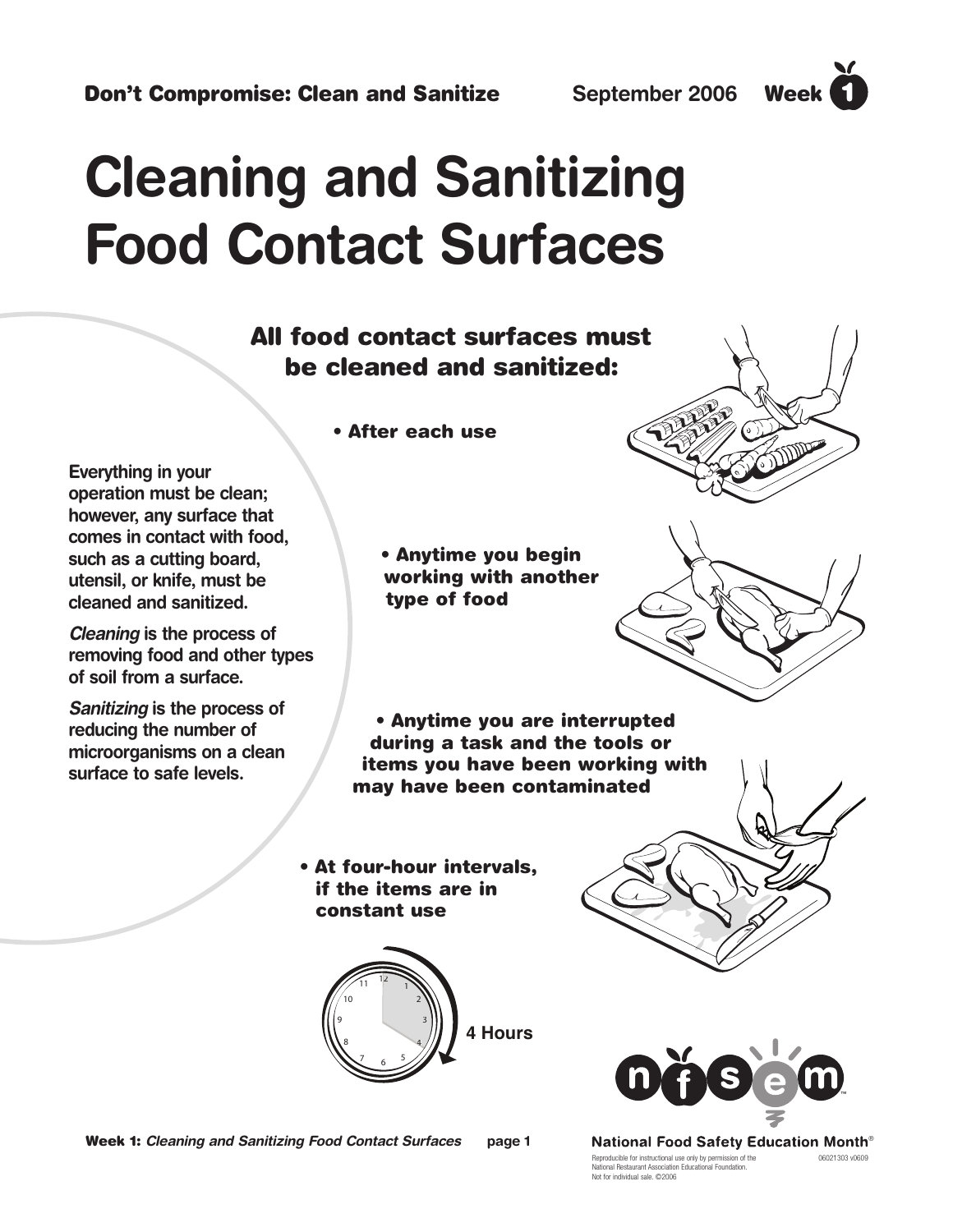Don't Compromise: Clean and Sanitize — September 2006 — Week 1

# Cleaning and Sanitizing Food Contact Surfaces

Everything in your operation must be clean; however, any surface that comes in contact with food, such as a cutting board, utensil, or knife, must be cleaned and sanitized.

*Cleaning* is the process of removing food and other types of soil from a surface.

*Sanitizing* is the process of reducing the number of microorganisms on a clean surface to safe levels.

## All food contact surfaces must be cleaned and sanitized:

- After each use
- Anytime you begin working with another type of food
- Anytime you are interrupted during a task and the tools or items you have been working with may have been contaminated
- At four-hour intervals, if the items are in constant use

4 Hours

National Food Safety Education Month®

Reproducible for instructional use only by permission of the National Restaurant Association Educational Foundation. Not for individual sale. ©2006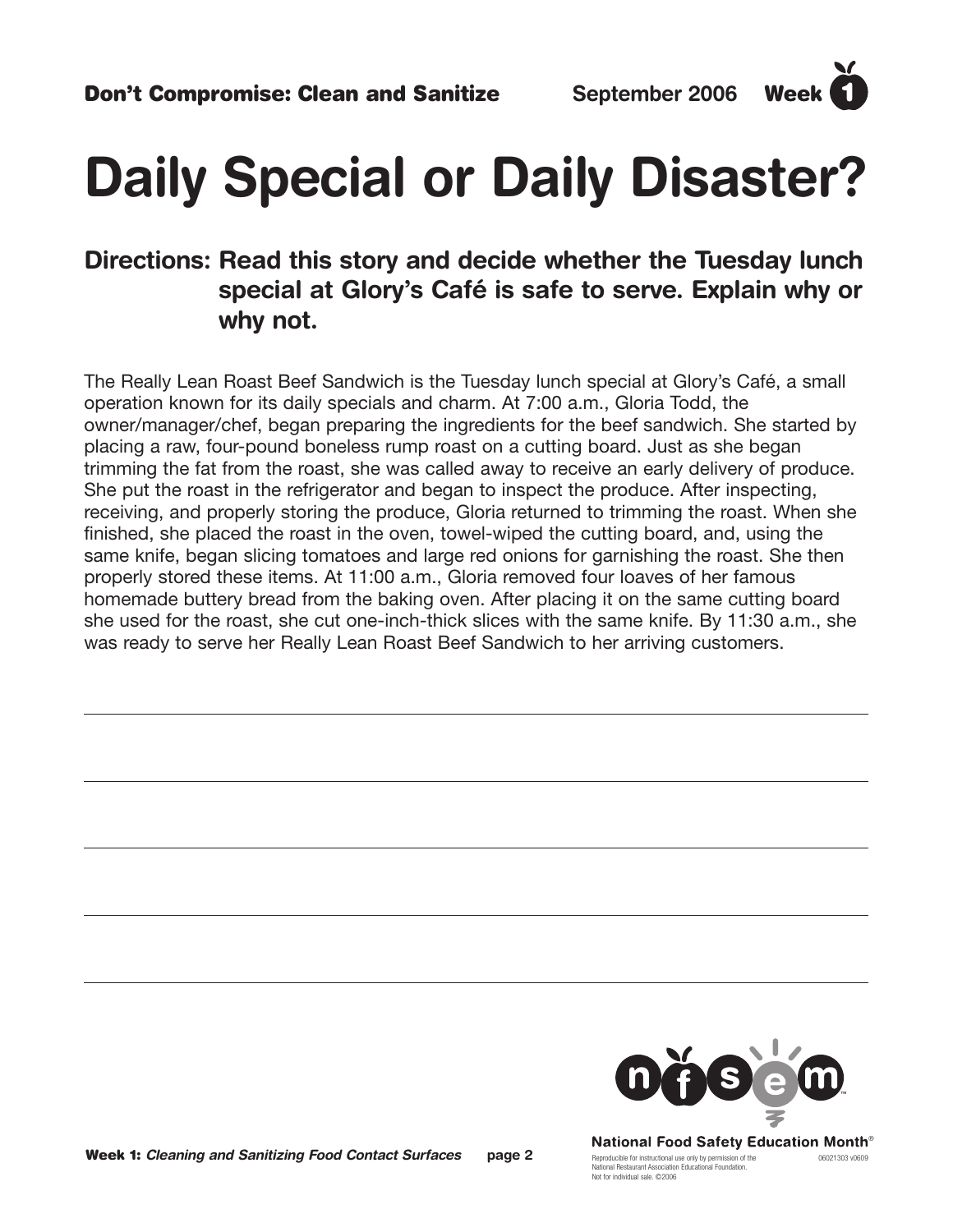**Don't Compromise: Clean and Sanitize** September 2006 **Week 1**

# Daily Special or Daily Disaster?

## Directions: Read this story and decide whether the Tuesday lunch special at Glory's Café is safe to serve. Explain why or why not.

The Really Lean Roast Beef Sandwich is the Tuesday lunch special at Glory's Café, a small operation known for its daily specials and charm. At 7:00 a.m., Gloria Todd, the owner/manager/chef, began preparing the ingredients for the beef sandwich. She started by placing a raw, four-pound boneless rump roast on a cutting board. Just as she began trimming the fat from the roast, she was called away to receive an early delivery of produce. She put the roast in the refrigerator and began to inspect the produce. After inspecting, receiving, and properly storing the produce, Gloria returned to trimming the roast. When she finished, she placed the roast in the oven, towel-wiped the cutting board, and, using the same knife, began slicing tomatoes and large red onions for garnishing the roast. She then properly stored these items. At 11:00 a.m., Gloria removed four loaves of her famous homemade buttery bread from the baking oven. After placing it on the same cutting board she used for the roast, she cut one-inch-thick slices with the same knife. By 11:30 a.m., she was ready to serve her Really Lean Roast Beef Sandwich to her arriving customers.

\_\_\_\_\_\_\_\_\_\_\_\_\_\_\_\_\_\_\_\_\_\_\_\_\_\_\_\_\_\_\_\_\_\_\_\_\_\_\_\_\_\_\_\_\_\_\_\_\_\_\_\_\_\_\_\_\_\_\_\_\_\_\_\_\_\_\_\_\_\_\_\_

\_\_\_\_\_\_\_\_\_\_\_\_\_\_\_\_\_\_\_\_\_\_\_\_\_\_\_\_\_\_\_\_\_\_\_\_\_\_\_\_\_\_\_\_\_\_\_\_\_\_\_\_\_\_\_\_\_\_\_\_\_\_\_\_\_\_\_\_\_\_\_\_

\_\_\_\_\_\_\_\_\_\_\_\_\_\_\_\_\_\_\_\_\_\_\_\_\_\_\_\_\_\_\_\_\_\_\_\_\_\_\_\_\_\_\_\_\_\_\_\_\_\_\_\_\_\_\_\_\_\_\_\_\_\_\_\_\_\_\_\_\_\_\_\_

\_\_\_\_\_\_\_\_\_\_\_\_\_\_\_\_\_\_\_\_\_\_\_\_\_\_\_\_\_\_\_\_\_\_\_\_\_\_\_\_\_\_\_\_\_\_\_\_\_\_\_\_\_\_\_\_\_\_\_\_\_\_\_\_\_\_\_\_\_\_\_\_

\_\_\_\_\_\_\_\_\_\_\_\_\_\_\_\_\_\_\_\_\_\_\_\_\_\_\_\_\_\_\_\_\_\_\_\_\_\_\_\_\_\_\_\_\_\_\_\_\_\_\_\_\_\_\_\_\_\_\_\_\_\_\_\_\_\_\_\_\_\_\_\_

National Food Safety Education Month®

Reproducible for instructional use only by permission of the National Restaurant Association Educational Foundation. Not for individual sale. ©2006 06021303 v0609

**Week 1:** ***Cleaning and Sanitizing Food Contact Surfaces***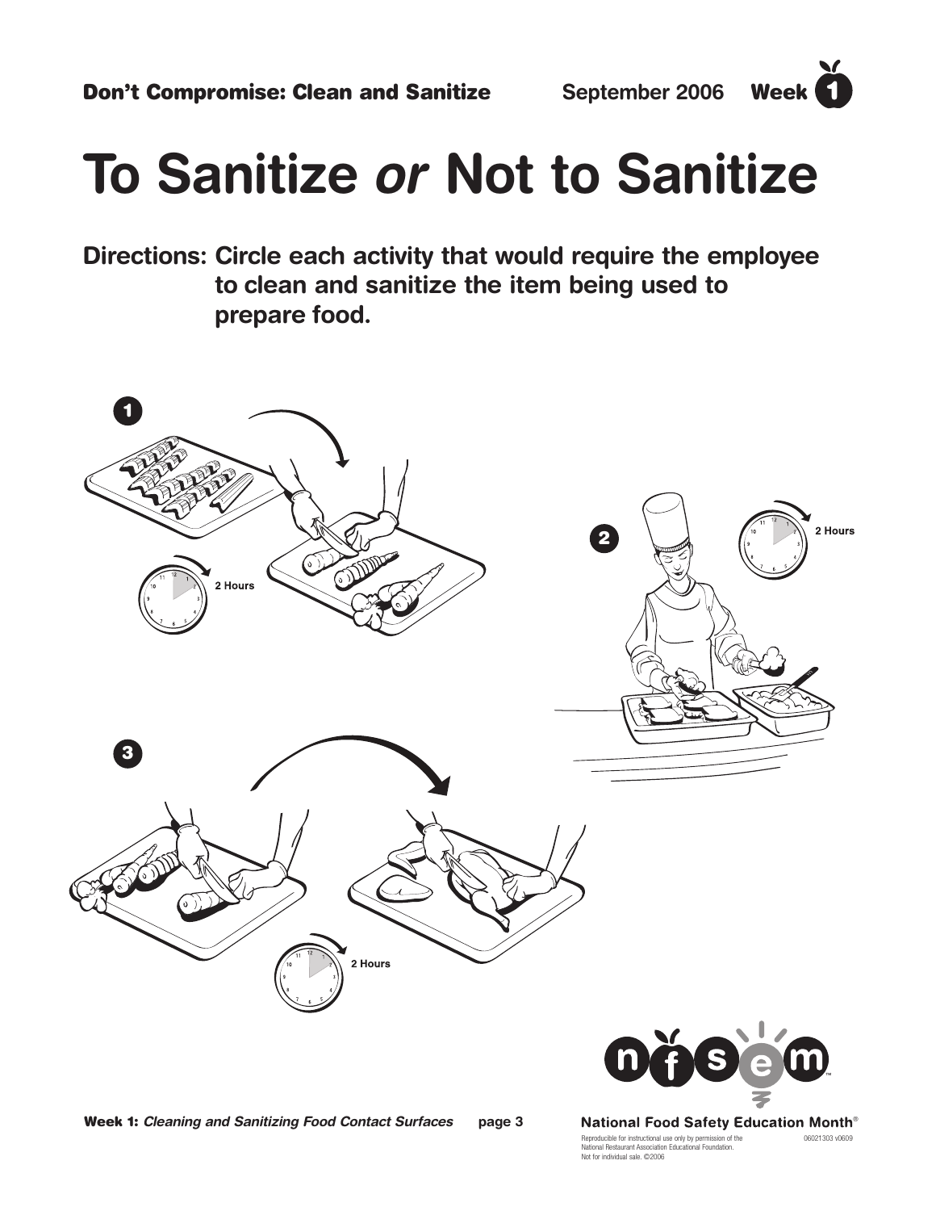# To Sanitize *or* Not to Sanitize

**Directions: Circle each activity that would require the employee to clean and sanitize the item being used to prepare food.**

1

2 Hours

2

2 Hours

3

2 Hours

Reproducible for instructional use only by permission of the National Restaurant Association Educational Foundation. Not for individual sale. ©2006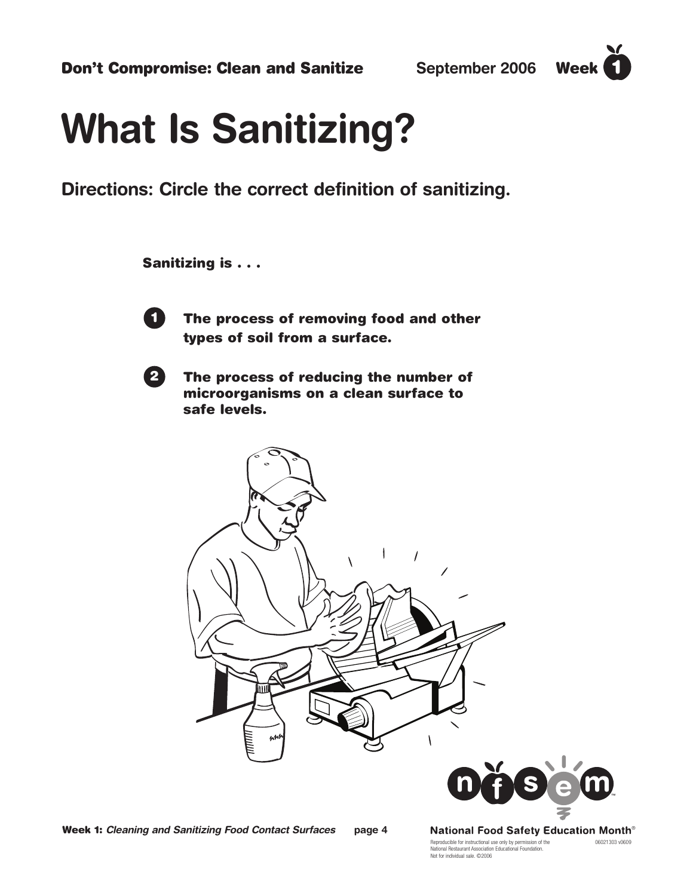# What Is Sanitizing?

**Directions: Circle the correct definition of sanitizing.**

**Sanitizing is . . .**

1. **The process of removing food and other types of soil from a surface.**
2. **The process of reducing the number of microorganisms on a clean surface to safe levels.**

**Week 1:** ***Cleaning and Sanitizing Food Contact Surfaces***

**National Food Safety Education Month®**

Reproducible for instructional use only by permission of the National Restaurant Association Educational Foundation. Not for individual sale. ©2006

06021303 v0609